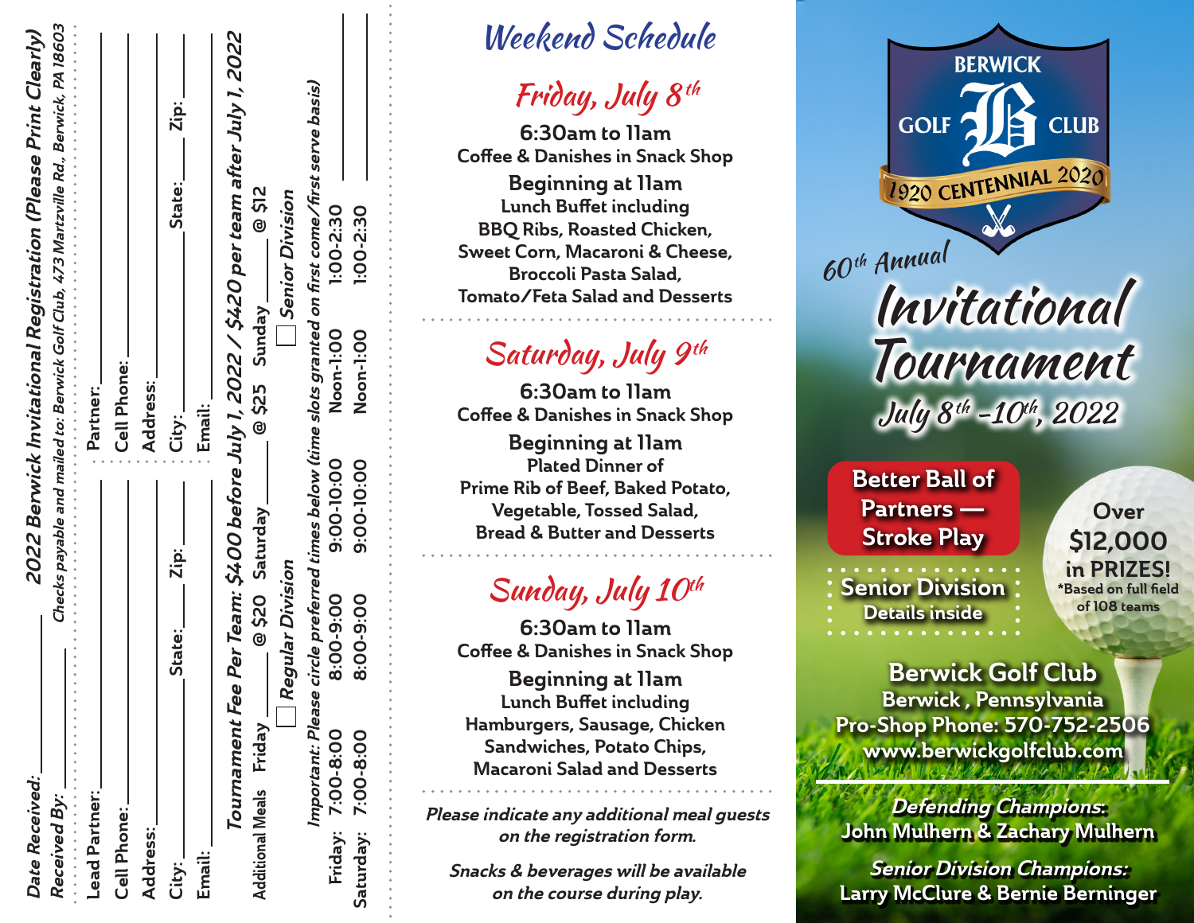## 2022 Berwick Invitational Registration (Please Print Clearly)

*Checks payable and mailed to: Berwick Golf Club, 473 Martzville Rd., Berwick, PA 18603*

Date Received: ____________

Received By: ____________

Lead Partner: ____________ Partner: ____________

Cell Phone: ____________ Cell Phone: ____________

Address: ____________ Address: ____________

City: ________ State: ________ Zip: ________ City: ________ State: ________ Zip: ________

Email: ____________ Email: ____________

**Tournament Fee Per Team: $400 before July 1, 2022 / $420 per team after July 1, 2022**

Additional Meals Friday ______ @ $20 Saturday ______ @ $25 Sunday ______ @ $12

☐ *Regular Division* ☐ *Senior Division*

*Important: Please circle preferred times below (time slots granted on first come/first serve basis)*

| | | | | | |
|---|---|---|---|---|---|
| Friday: | 7:00-8:00 | 8:00-9:00 | 9:00-10:00 | Noon-1:00 | 1:00-2:30 |
| Saturday: | 7:00-8:00 | 8:00-9:00 | 9:00-10:00 | Noon-1:00 | 1:00-2:30 |

# Weekend Schedule

## Friday, July 8th

**6:30am to 11am**
Coffee & Danishes in Snack Shop

**Beginning at 11am**
Lunch Buffet including BBQ Ribs, Roasted Chicken, Sweet Corn, Macaroni & Cheese, Broccoli Pasta Salad, Tomato/Feta Salad and Desserts

## Saturday, July 9th

**6:30am to 11am**
Coffee & Danishes in Snack Shop

**Beginning at 11am**
Plated Dinner of Prime Rib of Beef, Baked Potato, Vegetable, Tossed Salad, Bread & Butter and Desserts

## Sunday, July 10th

**6:30am to 11am**
Coffee & Danishes in Snack Shop

**Beginning at 11am**
Lunch Buffet including Hamburgers, Sausage, Chicken Sandwiches, Potato Chips, Macaroni Salad and Desserts

*Please indicate any additional meal guests on the registration form.*

*Snacks & beverages will be available on the course during play.*

BERWICK GOLF CLUB
1920 CENTENNIAL 2020

# 60th Annual Invitational Tournament

## July 8th – 10th, 2022

**Better Ball of Partners — Stroke Play**

**Senior Division**
Details inside

**Over $12,000 in PRIZES!**
*Based on full field of 108 teams

**Berwick Golf Club**
Berwick, Pennsylvania
Pro-Shop Phone: 570-752-2506
www.berwickgolfclub.com

*Defending Champions:*
John Mulhern & Zachary Mulhern

*Senior Division Champions:*
Larry McClure & Bernie Berninger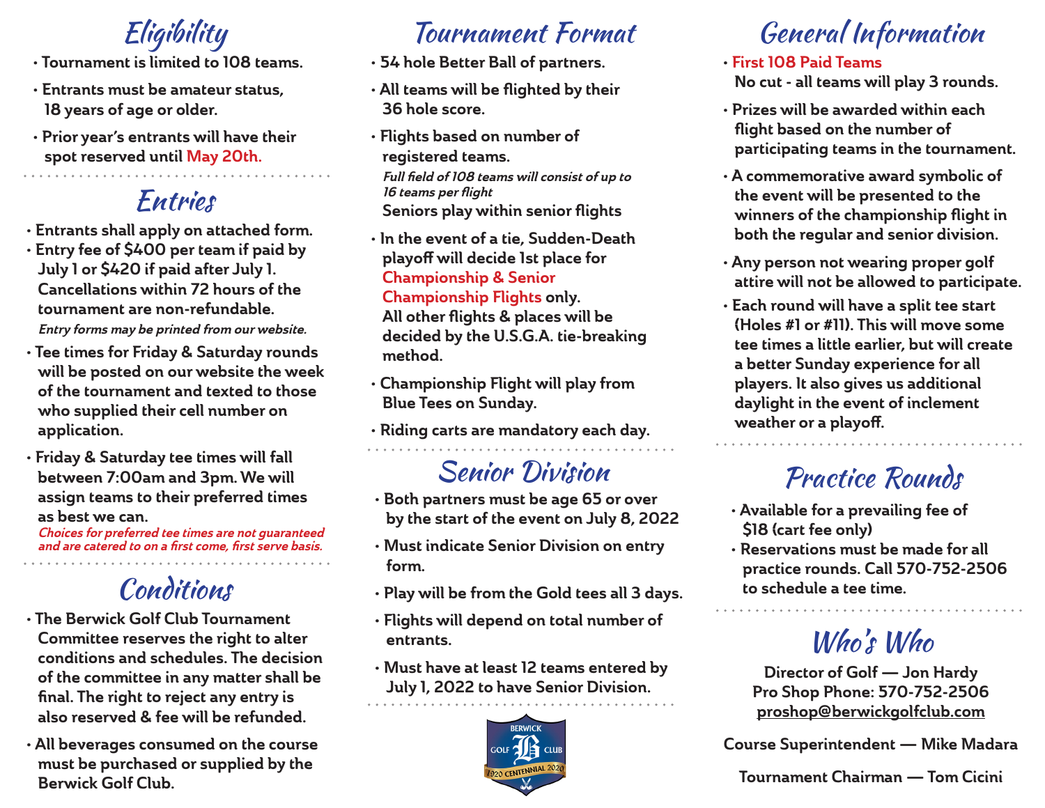## Eligibility

- Tournament is limited to 108 teams.
- Entrants must be amateur status, 18 years of age or older.
- Prior year's entrants will have their spot reserved until May 20th.

## Entries

- Entrants shall apply on attached form.
- Entry fee of $400 per team if paid by July 1 or $420 if paid after July 1. Cancellations within 72 hours of the tournament are non-refundable.
  *Entry forms may be printed from our website.*
- Tee times for Friday & Saturday rounds will be posted on our website the week of the tournament and texted to those who supplied their cell number on application.
- Friday & Saturday tee times will fall between 7:00am and 3pm. We will assign teams to their preferred times as best we can.
  *Choices for preferred tee times are not guaranteed and are catered to on a first come, first serve basis.*

## Conditions

- The Berwick Golf Club Tournament Committee reserves the right to alter conditions and schedules. The decision of the committee in any matter shall be final. The right to reject any entry is also reserved & fee will be refunded.
- All beverages consumed on the course must be purchased or supplied by the Berwick Golf Club.

## Tournament Format

- 54 hole Better Ball of partners.
- All teams will be flighted by their 36 hole score.
- Flights based on number of registered teams.
  *Full field of 108 teams will consist of up to 16 teams per flight*
  Seniors play within senior flights
- In the event of a tie, Sudden-Death playoff will decide 1st place for Championship & Senior Championship Flights only. All other flights & places will be decided by the U.S.G.A. tie-breaking method.
- Championship Flight will play from Blue Tees on Sunday.
- Riding carts are mandatory each day.

## Senior Division

- Both partners must be age 65 or over by the start of the event on July 8, 2022
- Must indicate Senior Division on entry form.
- Play will be from the Gold tees all 3 days.
- Flights will depend on total number of entrants.
- Must have at least 12 teams entered by July 1, 2022 to have Senior Division.

BERWICK GOLF CLUB 1920 CENTENNIAL 2020

## General Information

- First 108 Paid Teams
  No cut - all teams will play 3 rounds.
- Prizes will be awarded within each flight based on the number of participating teams in the tournament.
- A commemorative award symbolic of the event will be presented to the winners of the championship flight in both the regular and senior division.
- Any person not wearing proper golf attire will not be allowed to participate.
- Each round will have a split tee start (Holes #1 or #11). This will move some tee times a little earlier, but will create a better Sunday experience for all players. It also gives us additional daylight in the event of inclement weather or a playoff.

## Practice Rounds

- Available for a prevailing fee of $18 (cart fee only)
- Reservations must be made for all practice rounds. Call 570-752-2506 to schedule a tee time.

## Who's Who

Director of Golf — Jon Hardy
Pro Shop Phone: 570-752-2506
proshop@berwickgolfclub.com

Course Superintendent — Mike Madara

Tournament Chairman — Tom Cicini